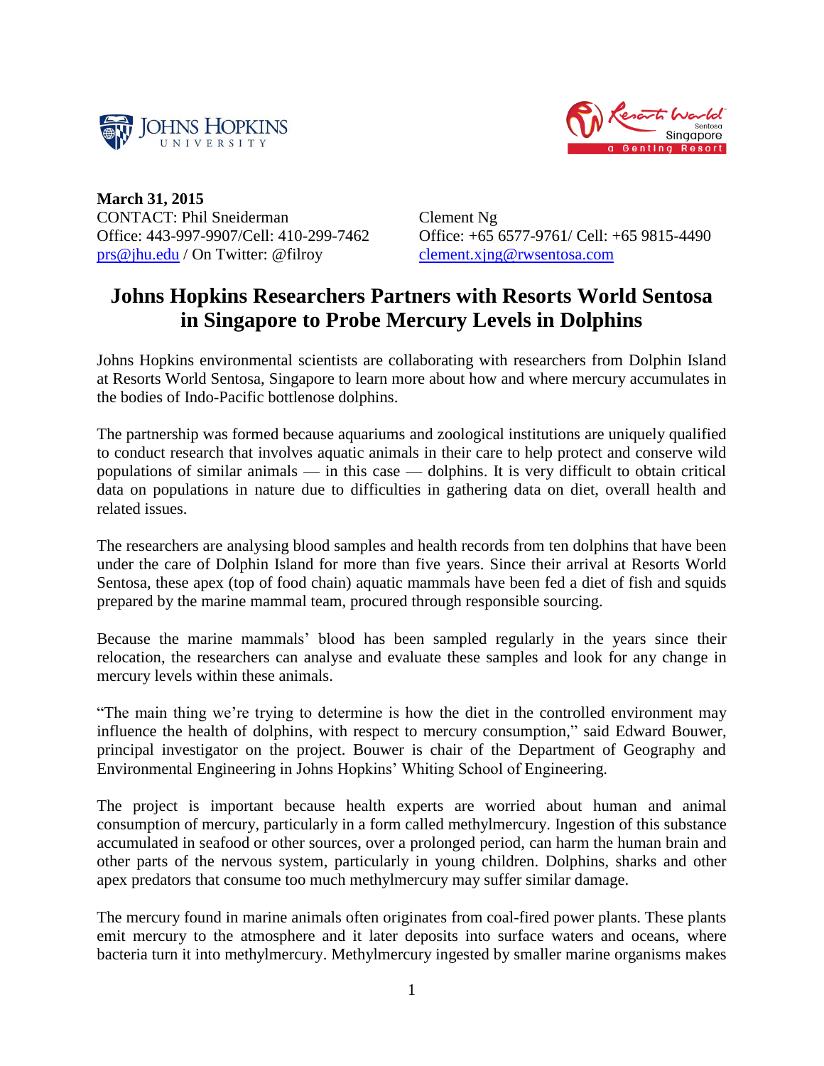**March 31, 2015**

CONTACT: Phil Sneiderman
Office: 443-997-9907/Cell: 410-299-7462
prs@jhu.edu / On Twitter: @filroy

Clement Ng
Office: +65 6577-9761/ Cell: +65 9815-4490
clement.xjng@rwsentosa.com

# Johns Hopkins Researchers Partners with Resorts World Sentosa in Singapore to Probe Mercury Levels in Dolphins

Johns Hopkins environmental scientists are collaborating with researchers from Dolphin Island at Resorts World Sentosa, Singapore to learn more about how and where mercury accumulates in the bodies of Indo-Pacific bottlenose dolphins.

The partnership was formed because aquariums and zoological institutions are uniquely qualified to conduct research that involves aquatic animals in their care to help protect and conserve wild populations of similar animals — in this case — dolphins. It is very difficult to obtain critical data on populations in nature due to difficulties in gathering data on diet, overall health and related issues.

The researchers are analysing blood samples and health records from ten dolphins that have been under the care of Dolphin Island for more than five years. Since their arrival at Resorts World Sentosa, these apex (top of food chain) aquatic mammals have been fed a diet of fish and squids prepared by the marine mammal team, procured through responsible sourcing.

Because the marine mammals' blood has been sampled regularly in the years since their relocation, the researchers can analyse and evaluate these samples and look for any change in mercury levels within these animals.

"The main thing we're trying to determine is how the diet in the controlled environment may influence the health of dolphins, with respect to mercury consumption," said Edward Bouwer, principal investigator on the project. Bouwer is chair of the Department of Geography and Environmental Engineering in Johns Hopkins' Whiting School of Engineering.

The project is important because health experts are worried about human and animal consumption of mercury, particularly in a form called methylmercury. Ingestion of this substance accumulated in seafood or other sources, over a prolonged period, can harm the human brain and other parts of the nervous system, particularly in young children. Dolphins, sharks and other apex predators that consume too much methylmercury may suffer similar damage.

The mercury found in marine animals often originates from coal-fired power plants. These plants emit mercury to the atmosphere and it later deposits into surface waters and oceans, where bacteria turn it into methylmercury. Methylmercury ingested by smaller marine organisms makes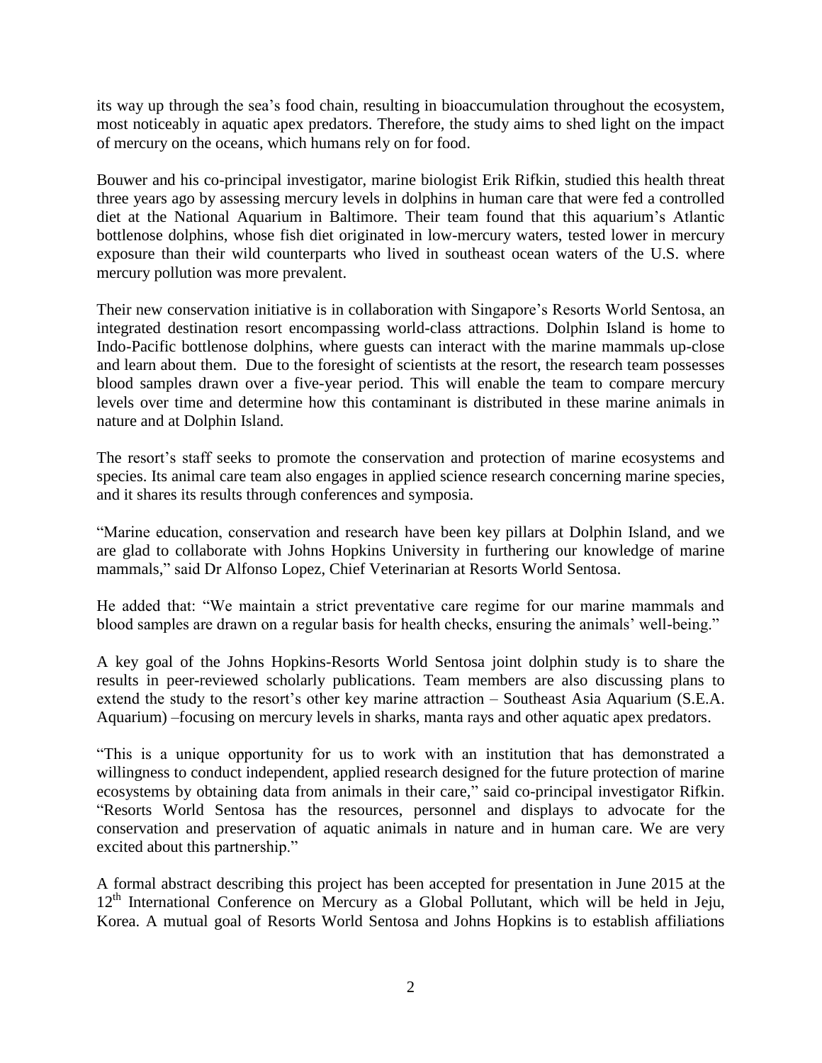its way up through the sea's food chain, resulting in bioaccumulation throughout the ecosystem, most noticeably in aquatic apex predators. Therefore, the study aims to shed light on the impact of mercury on the oceans, which humans rely on for food.

Bouwer and his co-principal investigator, marine biologist Erik Rifkin, studied this health threat three years ago by assessing mercury levels in dolphins in human care that were fed a controlled diet at the National Aquarium in Baltimore. Their team found that this aquarium's Atlantic bottlenose dolphins, whose fish diet originated in low-mercury waters, tested lower in mercury exposure than their wild counterparts who lived in southeast ocean waters of the U.S. where mercury pollution was more prevalent.

Their new conservation initiative is in collaboration with Singapore's Resorts World Sentosa, an integrated destination resort encompassing world-class attractions. Dolphin Island is home to Indo-Pacific bottlenose dolphins, where guests can interact with the marine mammals up-close and learn about them. Due to the foresight of scientists at the resort, the research team possesses blood samples drawn over a five-year period. This will enable the team to compare mercury levels over time and determine how this contaminant is distributed in these marine animals in nature and at Dolphin Island.

The resort's staff seeks to promote the conservation and protection of marine ecosystems and species. Its animal care team also engages in applied science research concerning marine species, and it shares its results through conferences and symposia.

"Marine education, conservation and research have been key pillars at Dolphin Island, and we are glad to collaborate with Johns Hopkins University in furthering our knowledge of marine mammals," said Dr Alfonso Lopez, Chief Veterinarian at Resorts World Sentosa.

He added that: "We maintain a strict preventative care regime for our marine mammals and blood samples are drawn on a regular basis for health checks, ensuring the animals' well-being."

A key goal of the Johns Hopkins-Resorts World Sentosa joint dolphin study is to share the results in peer-reviewed scholarly publications. Team members are also discussing plans to extend the study to the resort's other key marine attraction – Southeast Asia Aquarium (S.E.A. Aquarium) –focusing on mercury levels in sharks, manta rays and other aquatic apex predators.

"This is a unique opportunity for us to work with an institution that has demonstrated a willingness to conduct independent, applied research designed for the future protection of marine ecosystems by obtaining data from animals in their care," said co-principal investigator Rifkin. "Resorts World Sentosa has the resources, personnel and displays to advocate for the conservation and preservation of aquatic animals in nature and in human care. We are very excited about this partnership."

A formal abstract describing this project has been accepted for presentation in June 2015 at the 12th International Conference on Mercury as a Global Pollutant, which will be held in Jeju, Korea. A mutual goal of Resorts World Sentosa and Johns Hopkins is to establish affiliations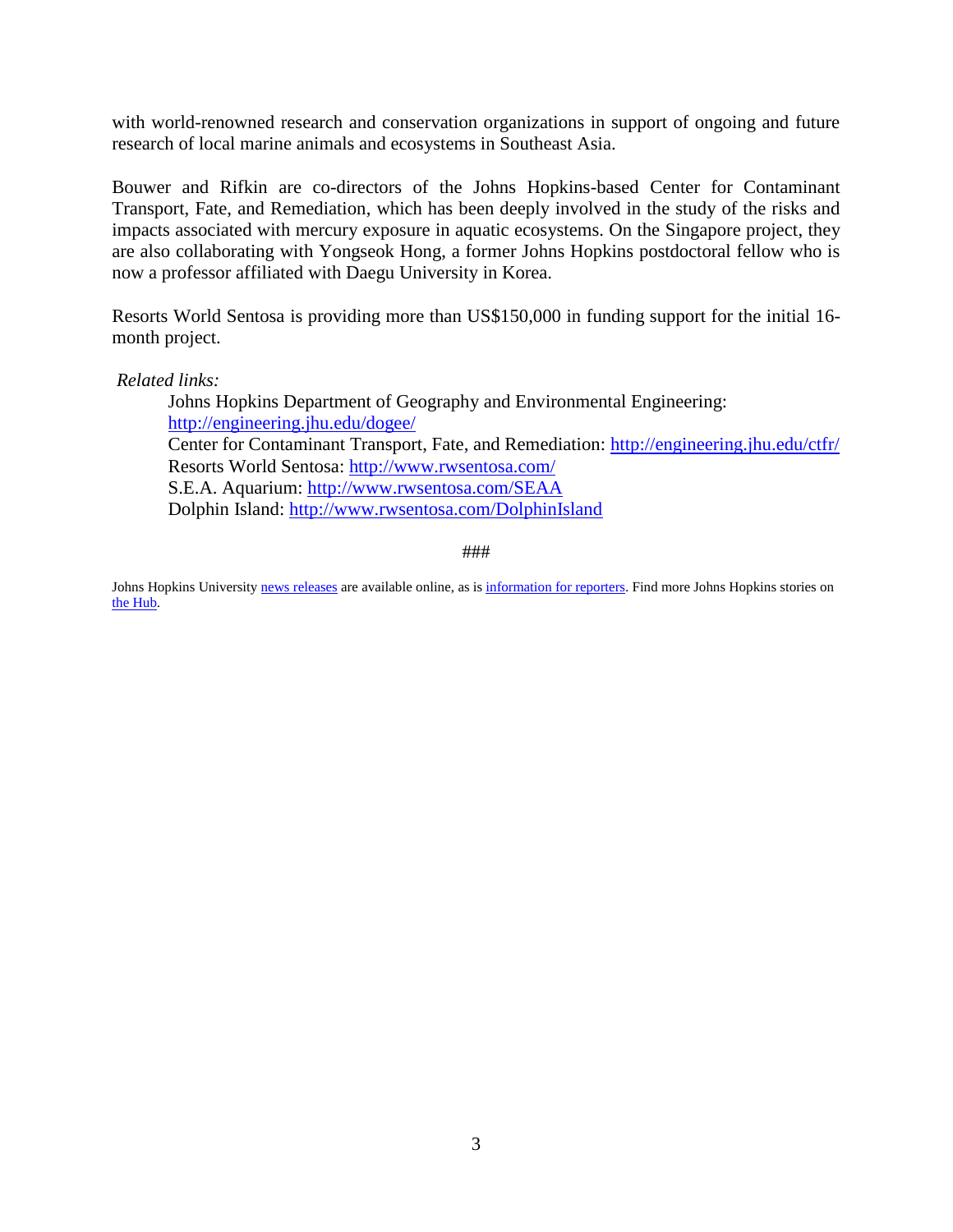with world-renowned research and conservation organizations in support of ongoing and future research of local marine animals and ecosystems in Southeast Asia.

Bouwer and Rifkin are co-directors of the Johns Hopkins-based Center for Contaminant Transport, Fate, and Remediation, which has been deeply involved in the study of the risks and impacts associated with mercury exposure in aquatic ecosystems. On the Singapore project, they are also collaborating with Yongseok Hong, a former Johns Hopkins postdoctoral fellow who is now a professor affiliated with Daegu University in Korea.

Resorts World Sentosa is providing more than US$150,000 in funding support for the initial 16-month project.

*Related links:*

Johns Hopkins Department of Geography and Environmental Engineering: http://engineering.jhu.edu/dogee/
Center for Contaminant Transport, Fate, and Remediation: http://engineering.jhu.edu/ctfr/
Resorts World Sentosa: http://www.rwsentosa.com/
S.E.A. Aquarium: http://www.rwsentosa.com/SEAA
Dolphin Island: http://www.rwsentosa.com/DolphinIsland

###

Johns Hopkins University news releases are available online, as is information for reporters. Find more Johns Hopkins stories on the Hub.